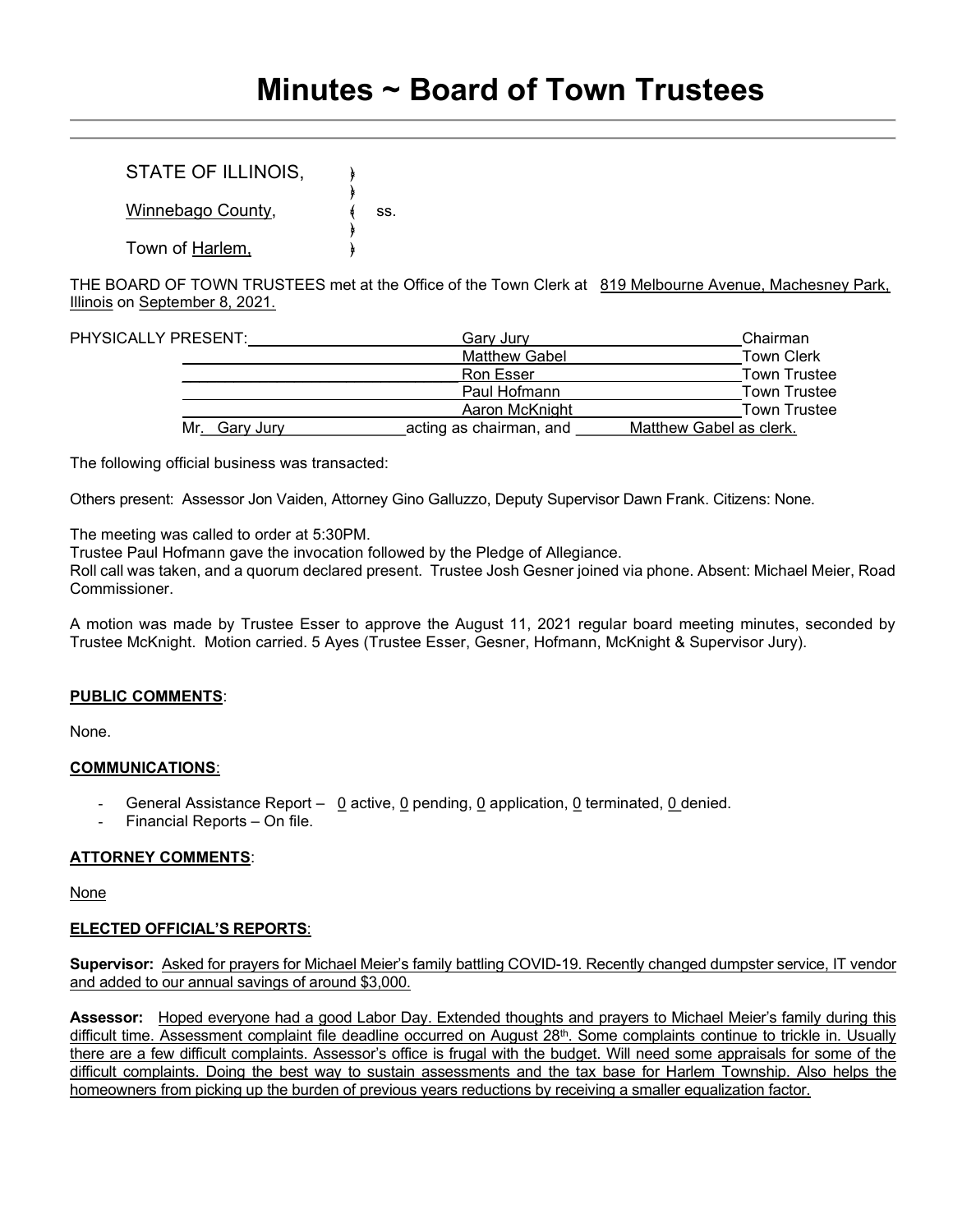# Minutes ~ Board of Town Trustees

STATE OF ILLINOIS, )
)
Winnebago County, ( ss.
)
Town of Harlem, )

THE BOARD OF TOWN TRUSTEES met at the Office of the Town Clerk at 819 Melbourne Avenue, Machesney Park, Illinois on September 8, 2021.

| PHYSICALLY PRESENT: | | |
|---|---|---|
| | Gary Jury | Chairman |
| | Matthew Gabel | Town Clerk |
| | Ron Esser | Town Trustee |
| | Paul Hofmann | Town Trustee |
| | Aaron McKnight | Town Trustee |

Mr. Gary Jury acting as chairman, and Matthew Gabel as clerk.

The following official business was transacted:

Others present: Assessor Jon Vaiden, Attorney Gino Galluzzo, Deputy Supervisor Dawn Frank. Citizens: None.

The meeting was called to order at 5:30PM.
Trustee Paul Hofmann gave the invocation followed by the Pledge of Allegiance.
Roll call was taken, and a quorum declared present. Trustee Josh Gesner joined via phone. Absent: Michael Meier, Road Commissioner.

A motion was made by Trustee Esser to approve the August 11, 2021 regular board meeting minutes, seconded by Trustee McKnight. Motion carried. 5 Ayes (Trustee Esser, Gesner, Hofmann, McKnight & Supervisor Jury).

**PUBLIC COMMENTS**:

None.

**COMMUNICATIONS**:

- General Assistance Report – 0 active, 0 pending, 0 application, 0 terminated, 0 denied.
- Financial Reports – On file.

**ATTORNEY COMMENTS**:

None

**ELECTED OFFICIAL'S REPORTS**:

**Supervisor:** Asked for prayers for Michael Meier's family battling COVID-19. Recently changed dumpster service, IT vendor and added to our annual savings of around $3,000.

**Assessor:** Hoped everyone had a good Labor Day. Extended thoughts and prayers to Michael Meier's family during this difficult time. Assessment complaint file deadline occurred on August 28th. Some complaints continue to trickle in. Usually there are a few difficult complaints. Assessor's office is frugal with the budget. Will need some appraisals for some of the difficult complaints. Doing the best way to sustain assessments and the tax base for Harlem Township. Also helps the homeowners from picking up the burden of previous years reductions by receiving a smaller equalization factor.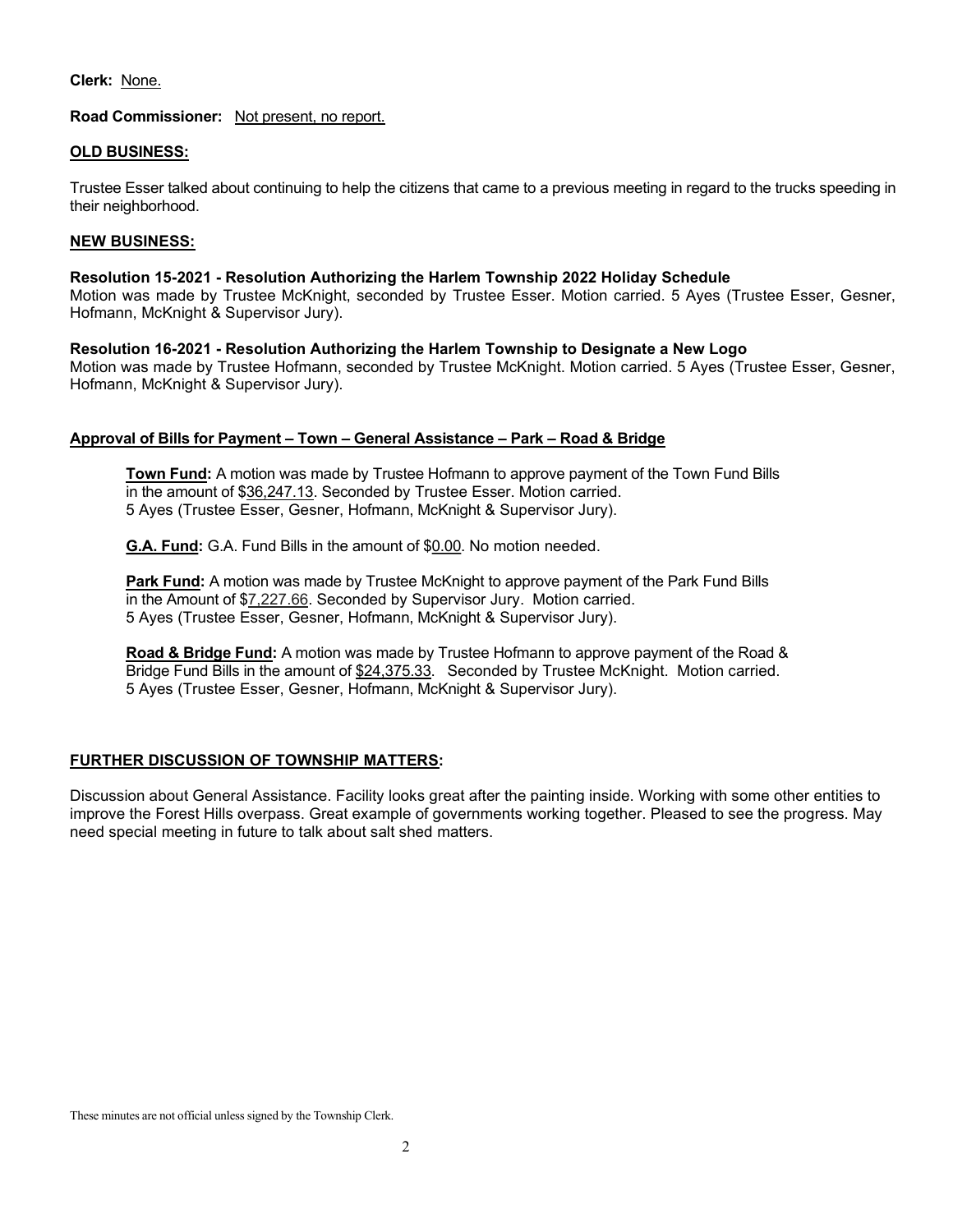**Clerk:** None.

**Road Commissioner:** Not present, no report.

**OLD BUSINESS:**

Trustee Esser talked about continuing to help the citizens that came to a previous meeting in regard to the trucks speeding in their neighborhood.

**NEW BUSINESS:**

**Resolution 15-2021 - Resolution Authorizing the Harlem Township 2022 Holiday Schedule**
Motion was made by Trustee McKnight, seconded by Trustee Esser. Motion carried. 5 Ayes (Trustee Esser, Gesner, Hofmann, McKnight & Supervisor Jury).

**Resolution 16-2021 - Resolution Authorizing the Harlem Township to Designate a New Logo**
Motion was made by Trustee Hofmann, seconded by Trustee McKnight. Motion carried. 5 Ayes (Trustee Esser, Gesner, Hofmann, McKnight & Supervisor Jury).

**Approval of Bills for Payment – Town – General Assistance – Park – Road & Bridge**

**Town Fund:** A motion was made by Trustee Hofmann to approve payment of the Town Fund Bills in the amount of $36,247.13. Seconded by Trustee Esser. Motion carried. 5 Ayes (Trustee Esser, Gesner, Hofmann, McKnight & Supervisor Jury).

**G.A. Fund:** G.A. Fund Bills in the amount of $0.00. No motion needed.

**Park Fund:** A motion was made by Trustee McKnight to approve payment of the Park Fund Bills in the Amount of $7,227.66. Seconded by Supervisor Jury. Motion carried. 5 Ayes (Trustee Esser, Gesner, Hofmann, McKnight & Supervisor Jury).

**Road & Bridge Fund:** A motion was made by Trustee Hofmann to approve payment of the Road & Bridge Fund Bills in the amount of $24,375.33. Seconded by Trustee McKnight. Motion carried. 5 Ayes (Trustee Esser, Gesner, Hofmann, McKnight & Supervisor Jury).

**FURTHER DISCUSSION OF TOWNSHIP MATTERS:**

Discussion about General Assistance. Facility looks great after the painting inside. Working with some other entities to improve the Forest Hills overpass. Great example of governments working together. Pleased to see the progress. May need special meeting in future to talk about salt shed matters.

These minutes are not official unless signed by the Township Clerk.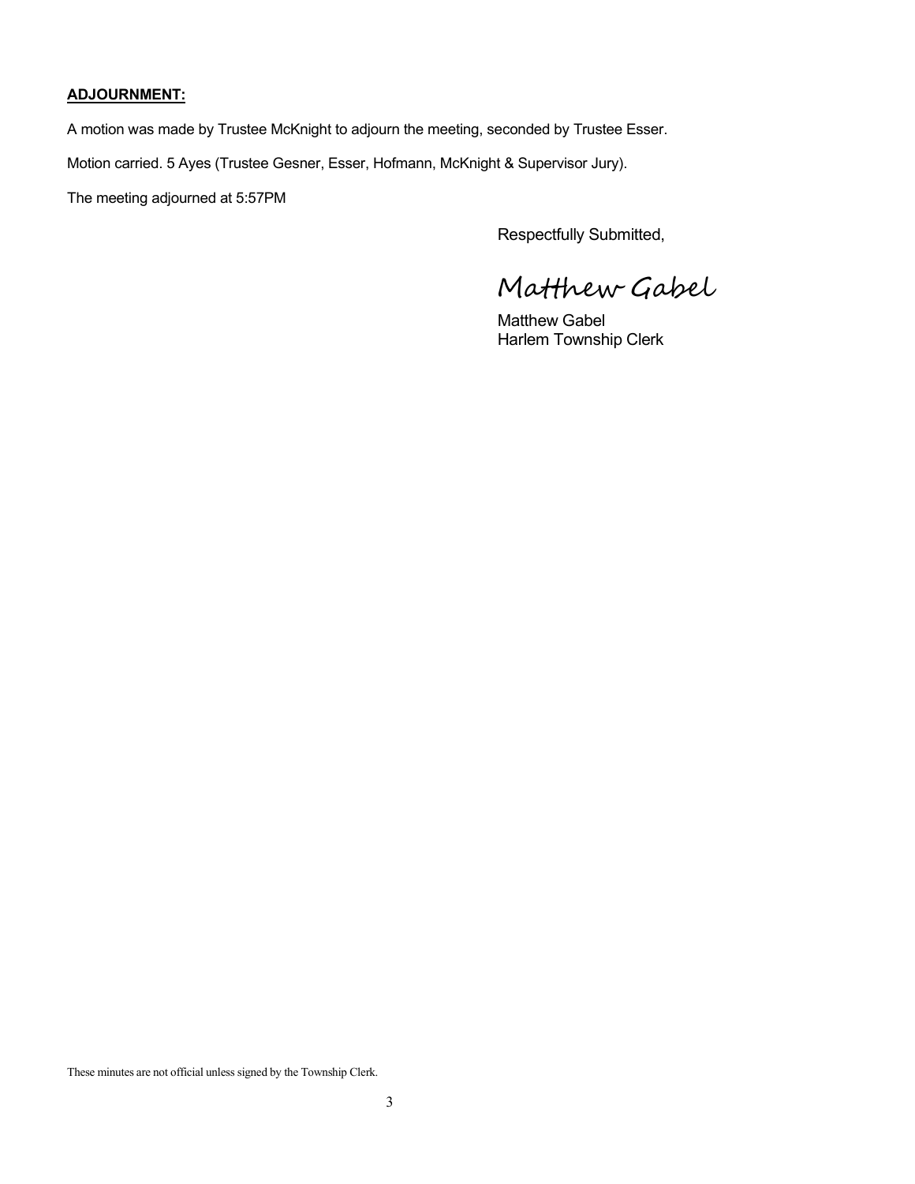**ADJOURNMENT:**

A motion was made by Trustee McKnight to adjourn the meeting, seconded by Trustee Esser.

Motion carried. 5 Ayes (Trustee Gesner, Esser, Hofmann, McKnight & Supervisor Jury).

The meeting adjourned at 5:57PM

Respectfully Submitted,

Matthew Gabel

Matthew Gabel
Harlem Township Clerk

These minutes are not official unless signed by the Township Clerk.